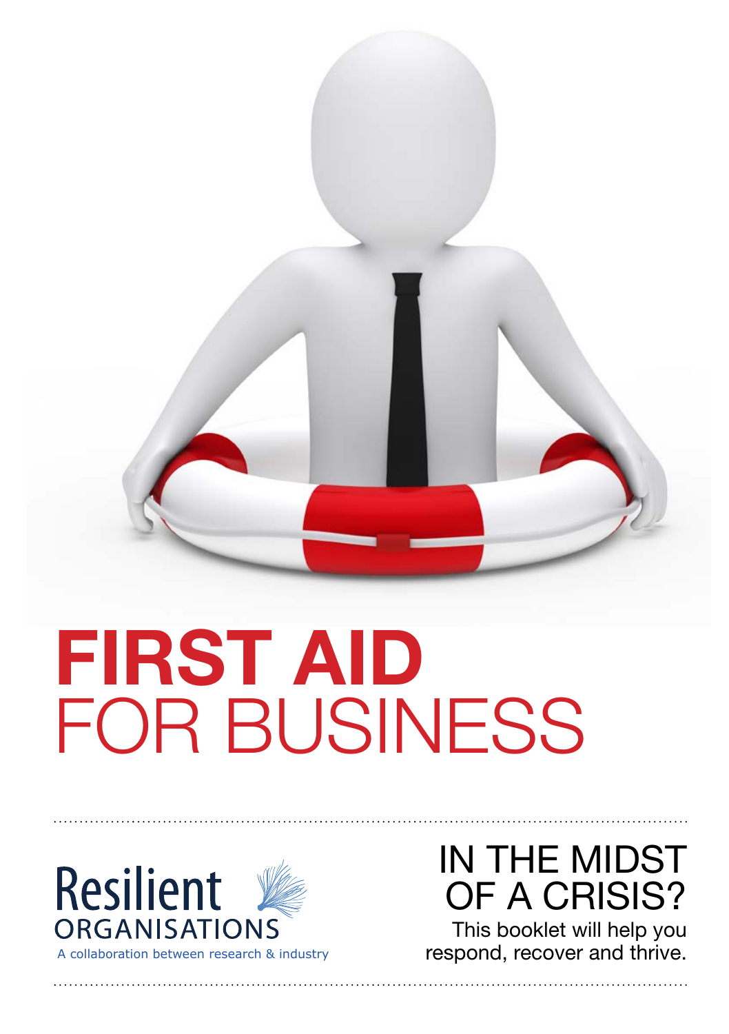# FIRST AID FOR BUSINESS

Resilient ORGANISATIONS

A collaboration between research & industry

## IN THE MIDST OF A CRISIS?

This booklet will help you respond, recover and thrive.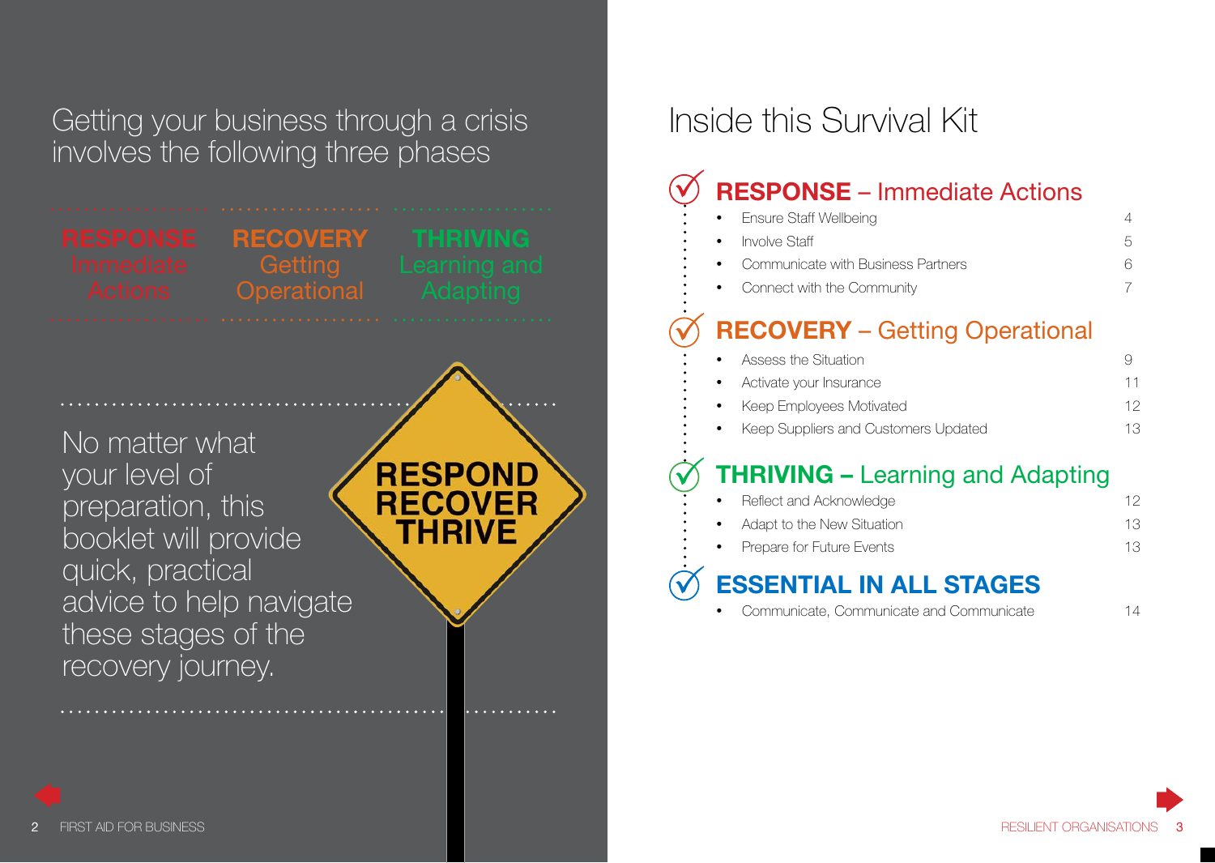Getting your business through a crisis involves the following three phases

**RESPONSE** Immediate Actions

**RECOVERY** Getting Operational

**THRIVING** Learning and Adapting

No matter what your level of preparation, this booklet will provide quick, practical advice to help navigate these stages of the recovery journey.

RESPOND
RECOVER
THRIVE

# Inside this Survival Kit

## RESPONSE – Immediate Actions

- Ensure Staff Wellbeing 4
- Involve Staff 5
- Communicate with Business Partners 6
- Connect with the Community 7

## RECOVERY – Getting Operational

- Assess the Situation 9
- Activate your Insurance 11
- Keep Employees Motivated 12
- Keep Suppliers and Customers Updated 13

## THRIVING – Learning and Adapting

- Reflect and Acknowledge 12
- Adapt to the New Situation 13
- Prepare for Future Events 13

## ESSENTIAL IN ALL STAGES

- Communicate, Communicate and Communicate 14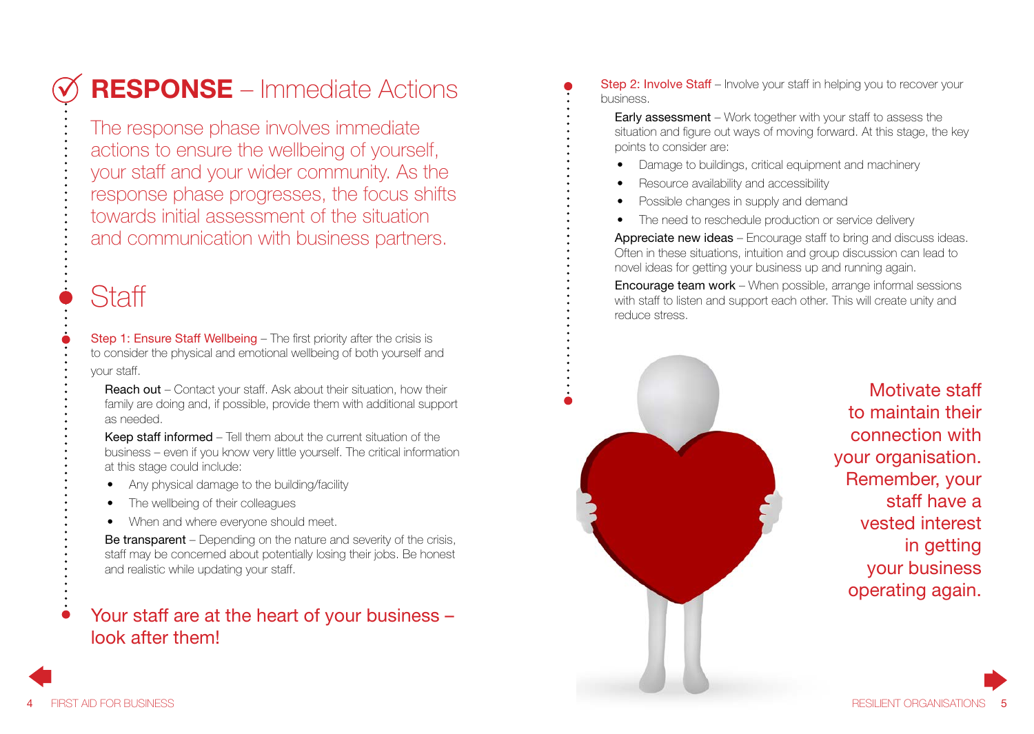# RESPONSE – Immediate Actions

The response phase involves immediate actions to ensure the wellbeing of yourself, your staff and your wider community. As the response phase progresses, the focus shifts towards initial assessment of the situation and communication with business partners.

## Staff

Step 1: Ensure Staff Wellbeing – The first priority after the crisis is to consider the physical and emotional wellbeing of both yourself and your staff.

**Reach out** – Contact your staff. Ask about their situation, how their family are doing and, if possible, provide them with additional support as needed.

**Keep staff informed** – Tell them about the current situation of the business – even if you know very little yourself. The critical information at this stage could include:

- Any physical damage to the building/facility
- The wellbeing of their colleagues
- When and where everyone should meet.

**Be transparent** – Depending on the nature and severity of the crisis, staff may be concerned about potentially losing their jobs. Be honest and realistic while updating your staff.

Your staff are at the heart of your business – look after them!

Step 2: Involve Staff – Involve your staff in helping you to recover your business.

**Early assessment** – Work together with your staff to assess the situation and figure out ways of moving forward. At this stage, the key points to consider are:

- Damage to buildings, critical equipment and machinery
- Resource availability and accessibility
- Possible changes in supply and demand
- The need to reschedule production or service delivery

**Appreciate new ideas** – Encourage staff to bring and discuss ideas. Often in these situations, intuition and group discussion can lead to novel ideas for getting your business up and running again.

**Encourage team work** – When possible, arrange informal sessions with staff to listen and support each other. This will create unity and reduce stress.

Motivate staff to maintain their connection with your organisation. Remember, your staff have a vested interest in getting your business operating again.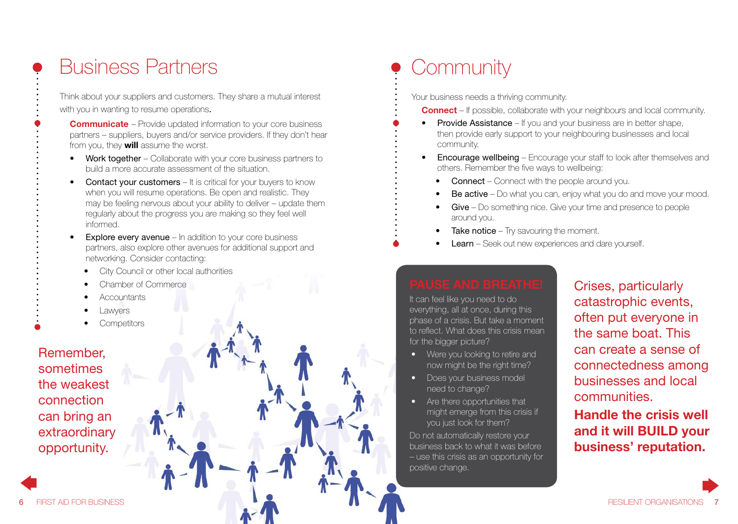# Business Partners

Think about your suppliers and customers. They share a mutual interest with you in wanting to resume operations.

**Communicate** – Provide updated information to your core business partners – suppliers, buyers and/or service providers. If they don't hear from you, they **will** assume the worst.

- Work together – Collaborate with your core business partners to build a more accurate assessment of the situation.
- Contact your customers – It is critical for your buyers to know when you will resume operations. Be open and realistic. They may be feeling nervous about your ability to deliver – update them regularly about the progress you are making so they feel well informed.
- Explore every avenue – In addition to your core business partners, also explore other avenues for additional support and networking. Consider contacting:
  - City Council or other local authorities
  - Chamber of Commerce
  - Accountants
  - Lawyers
  - Competitors

Remember, sometimes the weakest connection can bring an extraordinary opportunity.

# Community

Your business needs a thriving community.

**Connect** – If possible, collaborate with your neighbours and local community.

- Provide Assistance – If you and your business are in better shape, then provide early support to your neighbouring businesses and local community.
- Encourage wellbeing – Encourage your staff to look after themselves and others. Remember the five ways to wellbeing:
  - Connect – Connect with the people around you.
  - Be active – Do what you can, enjoy what you do and move your mood.
  - Give – Do something nice. Give your time and presence to people around you.
  - Take notice – Try savouring the moment.
  - Learn – Seek out new experiences and dare yourself.

## PAUSE AND BREATHE!

It can feel like you need to do everything, all at once, during this phase of a crisis. But take a moment to reflect. What does this crisis mean for the bigger picture?

- Were you looking to retire and now might be the right time?
- Does your business model need to change?
- Are there opportunities that might emerge from this crisis if you just look for them?

Do not automatically restore your business back to what it was before – use this crisis as an opportunity for positive change.

Crises, particularly catastrophic events, often put everyone in the same boat. This can create a sense of connectedness among businesses and local communities.

**Handle the crisis well and it will BUILD your business' reputation.**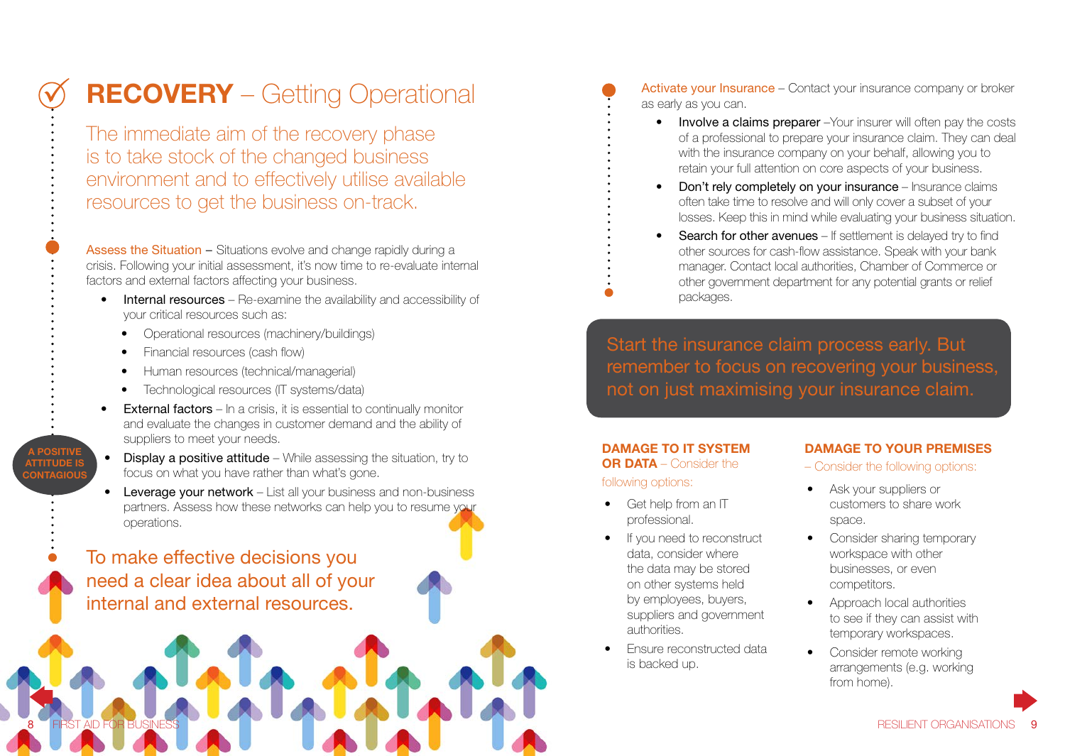# RECOVERY – Getting Operational

The immediate aim of the recovery phase is to take stock of the changed business environment and to effectively utilise available resources to get the business on-track.

**Assess the Situation** – Situations evolve and change rapidly during a crisis. Following your initial assessment, it's now time to re-evaluate internal factors and external factors affecting your business.

- **Internal resources** – Re-examine the availability and accessibility of your critical resources such as:
  - Operational resources (machinery/buildings)
  - Financial resources (cash flow)
  - Human resources (technical/managerial)
  - Technological resources (IT systems/data)
- **External factors** – In a crisis, it is essential to continually monitor and evaluate the changes in customer demand and the ability of suppliers to meet your needs.
- **Display a positive attitude** – While assessing the situation, try to focus on what you have rather than what's gone.
- **Leverage your network** – List all your business and non-business partners. Assess how these networks can help you to resume your operations.

A POSITIVE ATTITUDE IS CONTAGIOUS

To make effective decisions you need a clear idea about all of your internal and external resources.

**Activate your Insurance** – Contact your insurance company or broker as early as you can.

- **Involve a claims preparer** –Your insurer will often pay the costs of a professional to prepare your insurance claim. They can deal with the insurance company on your behalf, allowing you to retain your full attention on core aspects of your business.
- **Don't rely completely on your insurance** – Insurance claims often take time to resolve and will only cover a subset of your losses. Keep this in mind while evaluating your business situation.
- **Search for other avenues** – If settlement is delayed try to find other sources for cash-flow assistance. Speak with your bank manager. Contact local authorities, Chamber of Commerce or other government department for any potential grants or relief packages.

Start the insurance claim process early. But remember to focus on recovering your business, not on just maximising your insurance claim.

### DAMAGE TO IT SYSTEM OR DATA – Consider the following options:

- Get help from an IT professional.
- If you need to reconstruct data, consider where the data may be stored on other systems held by employees, buyers, suppliers and government authorities.
- Ensure reconstructed data is backed up.

### DAMAGE TO YOUR PREMISES – Consider the following options:

- Ask your suppliers or customers to share work space.
- Consider sharing temporary workspace with other businesses, or even competitors.
- Approach local authorities to see if they can assist with temporary workspaces.
- Consider remote working arrangements (e.g. working from home).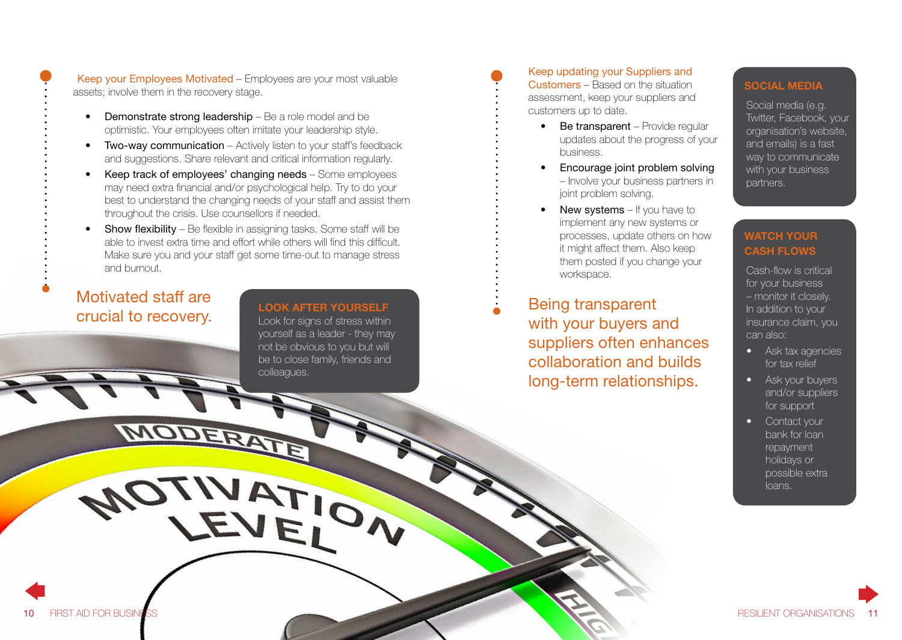**Keep your Employees Motivated** – Employees are your most valuable assets; involve them in the recovery stage.

- **Demonstrate strong leadership** – Be a role model and be optimistic. Your employees often imitate your leadership style.
- **Two-way communication** – Actively listen to your staff's feedback and suggestions. Share relevant and critical information regularly.
- **Keep track of employees' changing needs** – Some employees may need extra financial and/or psychological help. Try to do your best to understand the changing needs of your staff and assist them throughout the crisis. Use counsellors if needed.
- **Show flexibility** – Be flexible in assigning tasks. Some staff will be able to invest extra time and effort while others will find this difficult. Make sure you and your staff get some time-out to manage stress and burnout.

## Motivated staff are crucial to recovery.

### LOOK AFTER YOURSELF

Look for signs of stress within yourself as a leader - they may not be obvious to you but will be to close family, friends and colleagues.

**Keep updating your Suppliers and Customers** – Based on the situation assessment, keep your suppliers and customers up to date.

- **Be transparent** – Provide regular updates about the progress of your business.
- **Encourage joint problem solving** – Involve your business partners in joint problem solving.
- **New systems** – If you have to implement any new systems or processes, update others on how it might affect them. Also keep them posted if you change your workspace.

## Being transparent with your buyers and suppliers often enhances collaboration and builds long-term relationships.

### SOCIAL MEDIA

Social media (e.g. Twitter, Facebook, your organisation's website, and emails) is a fast way to communicate with your business partners.

### WATCH YOUR CASH FLOWS

Cash-flow is critical for your business – monitor it closely. In addition to your insurance claim, you can also:

- Ask tax agencies for tax relief
- Ask your buyers and/or suppliers for support
- Contact your bank for loan repayment holidays or possible extra loans.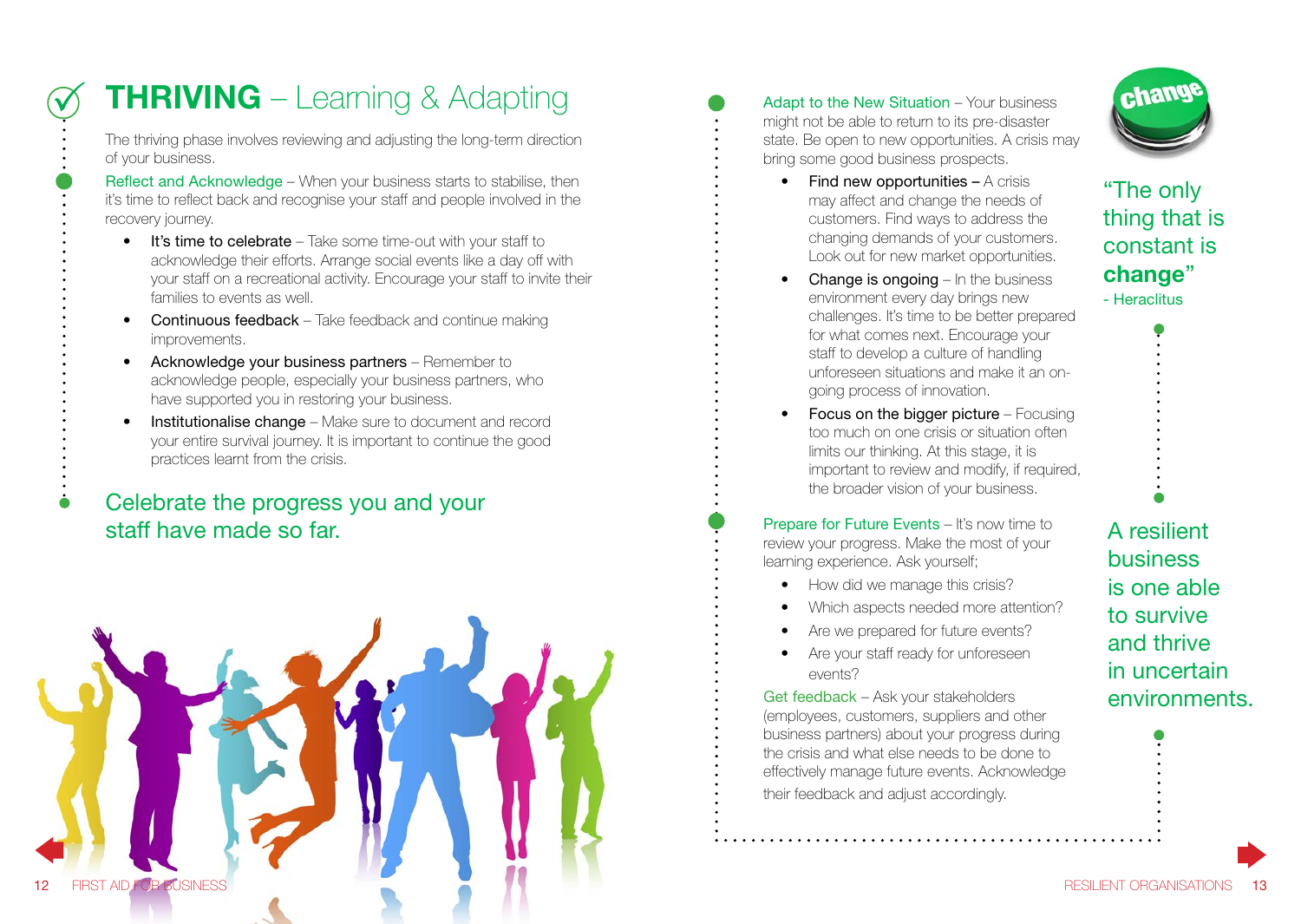# THRIVING – Learning & Adapting

The thriving phase involves reviewing and adjusting the long-term direction of your business.

Reflect and Acknowledge – When your business starts to stabilise, then it's time to reflect back and recognise your staff and people involved in the recovery journey.

- It's time to celebrate – Take some time-out with your staff to acknowledge their efforts. Arrange social events like a day off with your staff on a recreational activity. Encourage your staff to invite their families to events as well.
- Continuous feedback – Take feedback and continue making improvements.
- Acknowledge your business partners – Remember to acknowledge people, especially your business partners, who have supported you in restoring your business.
- Institutionalise change – Make sure to document and record your entire survival journey. It is important to continue the good practices learnt from the crisis.

Celebrate the progress you and your staff have made so far.

Adapt to the New Situation – Your business might not be able to return to its pre-disaster state. Be open to new opportunities. A crisis may bring some good business prospects.

- Find new opportunities – A crisis may affect and change the needs of customers. Find ways to address the changing demands of your customers. Look out for new market opportunities.
- Change is ongoing – In the business environment every day brings new challenges. It's time to be better prepared for what comes next. Encourage your staff to develop a culture of handling unforeseen situations and make it an on-going process of innovation.
- Focus on the bigger picture – Focusing too much on one crisis or situation often limits our thinking. At this stage, it is important to review and modify, if required, the broader vision of your business.

"The only thing that is constant is **change**"
- Heraclitus

Prepare for Future Events – It's now time to review your progress. Make the most of your learning experience. Ask yourself;

- How did we manage this crisis?
- Which aspects needed more attention?
- Are we prepared for future events?
- Are your staff ready for unforeseen events?

Get feedback – Ask your stakeholders (employees, customers, suppliers and other business partners) about your progress during the crisis and what else needs to be done to effectively manage future events. Acknowledge their feedback and adjust accordingly.

A resilient business is one able to survive and thrive in uncertain environments.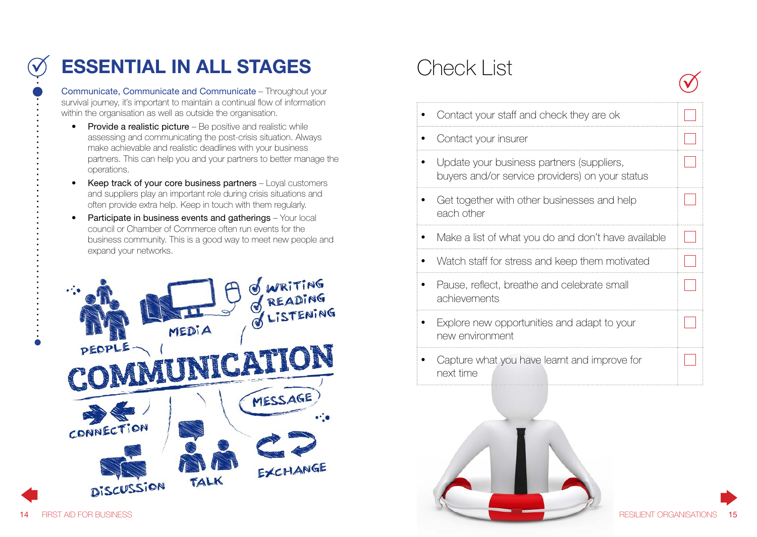# ESSENTIAL IN ALL STAGES

Communicate, Communicate and Communicate – Throughout your survival journey, it's important to maintain a continual flow of information within the organisation as well as outside the organisation.

- Provide a realistic picture – Be positive and realistic while assessing and communicating the post-crisis situation. Always make achievable and realistic deadlines with your business partners. This can help you and your partners to better manage the operations.
- Keep track of your core business partners – Loyal customers and suppliers play an important role during crisis situations and often provide extra help. Keep in touch with them regularly.
- Participate in business events and gatherings – Your local council or Chamber of Commerce often run events for the business community. This is a good way to meet new people and expand your networks.

WRITING
READING
LISTENING
PEOPLE
MEDIA
COMMUNICATION
MESSAGE
CONNECTION
DISCUSSION
TALK
EXCHANGE

# Check List

| | |
|---|---|
| • Contact your staff and check they are ok | ☐ |
| • Contact your insurer | ☐ |
| • Update your business partners (suppliers, buyers and/or service providers) on your status | ☐ |
| • Get together with other businesses and help each other | ☐ |
| • Make a list of what you do and don't have available | ☐ |
| • Watch staff for stress and keep them motivated | ☐ |
| • Pause, reflect, breathe and celebrate small achievements | ☐ |
| • Explore new opportunities and adapt to your new environment | ☐ |
| • Capture what you have learnt and improve for next time | ☐ |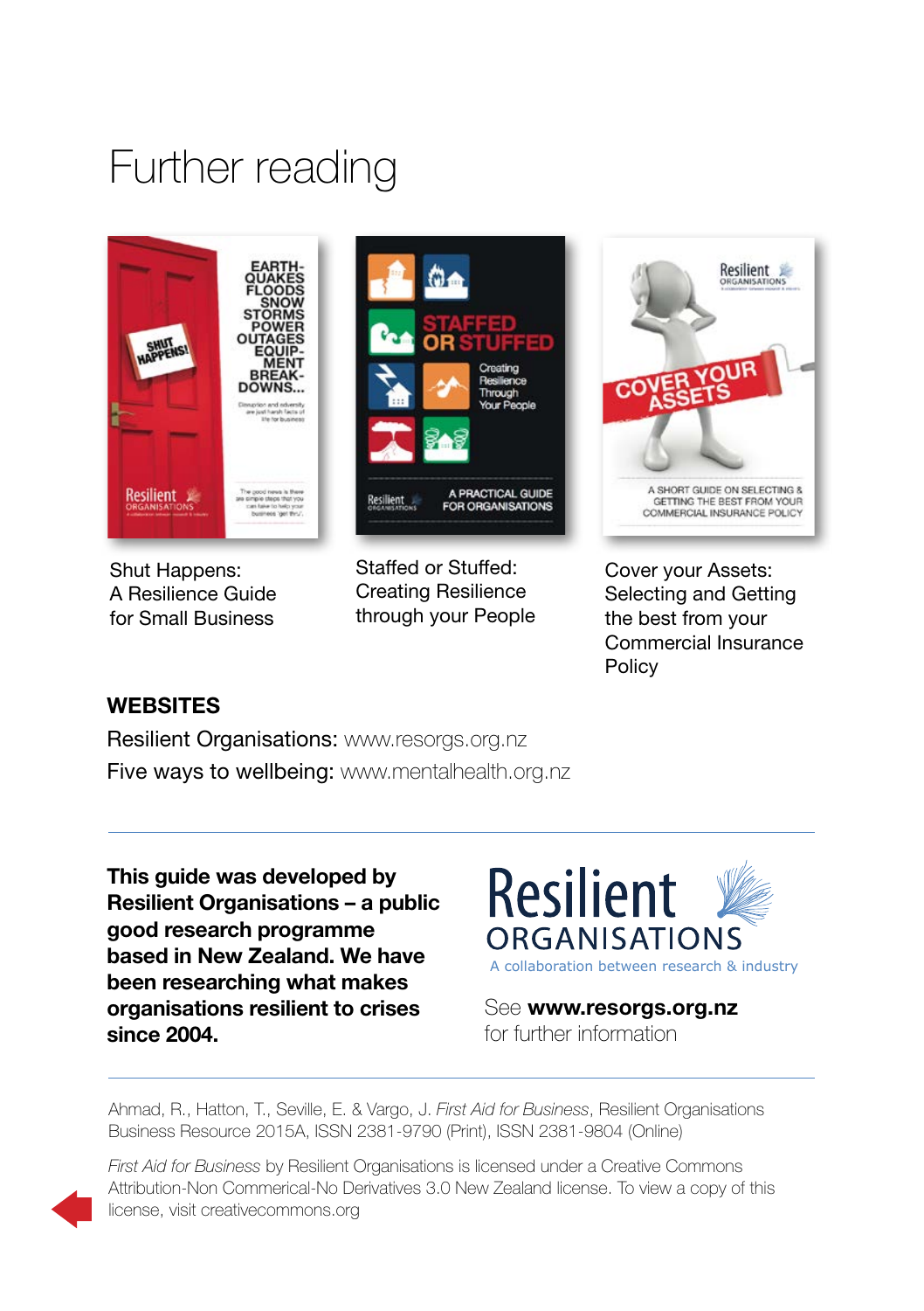# Further reading

Shut Happens: A Resilience Guide for Small Business

Staffed or Stuffed: Creating Resilience through your People

Cover your Assets: Selecting and Getting the best from your Commercial Insurance Policy

## WEBSITES

Resilient Organisations: www.resorgs.org.nz

Five ways to wellbeing: www.mentalhealth.org.nz

**This guide was developed by Resilient Organisations – a public good research programme based in New Zealand. We have been researching what makes organisations resilient to crises since 2004.**

Resilient ORGANISATIONS

A collaboration between research & industry

See **www.resorgs.org.nz** for further information

Ahmad, R., Hatton, T., Seville, E. & Vargo, J. *First Aid for Business*, Resilient Organisations Business Resource 2015A, ISSN 2381-9790 (Print), ISSN 2381-9804 (Online)

*First Aid for Business* by Resilient Organisations is licensed under a Creative Commons Attribution-Non Commerical-No Derivatives 3.0 New Zealand license. To view a copy of this license, visit creativecommons.org